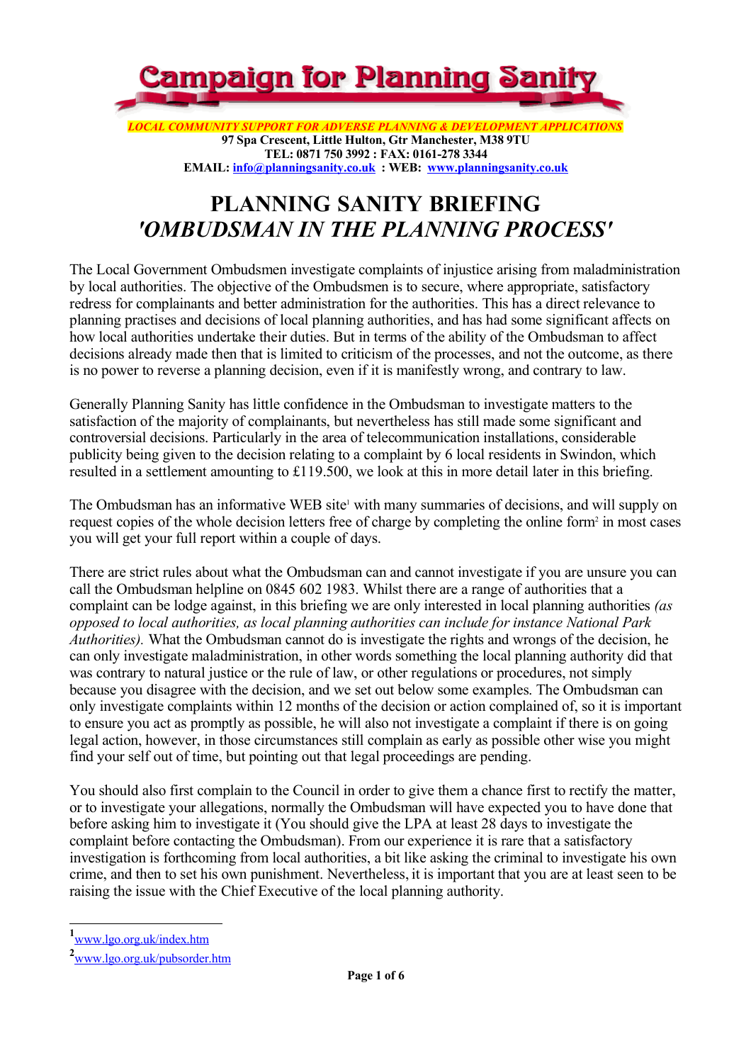# Campaign for Planning Sanity

*LOCAL COMMUNITY SUPPORT FOR ADVERSE PLANNING & DEVELOPMENT APPLICATIONS*

**97 Spa Crescent, Little Hulton, Gtr Manchester, M38 9TU**
**TEL: 0871 750 3992 : FAX: 0161-278 3344**
**EMAIL: info@planningsanity.co.uk : WEB: www.planningsanity.co.uk**

# PLANNING SANITY BRIEFING
# *'OMBUDSMAN IN THE PLANNING PROCESS'*

The Local Government Ombudsmen investigate complaints of injustice arising from maladministration by local authorities. The objective of the Ombudsmen is to secure, where appropriate, satisfactory redress for complainants and better administration for the authorities. This has a direct relevance to planning practises and decisions of local planning authorities, and has had some significant affects on how local authorities undertake their duties. But in terms of the ability of the Ombudsman to affect decisions already made then that is limited to criticism of the processes, and not the outcome, as there is no power to reverse a planning decision, even if it is manifestly wrong, and contrary to law.

Generally Planning Sanity has little confidence in the Ombudsman to investigate matters to the satisfaction of the majority of complainants, but nevertheless has still made some significant and controversial decisions. Particularly in the area of telecommunication installations, considerable publicity being given to the decision relating to a complaint by 6 local residents in Swindon, which resulted in a settlement amounting to £119.500, we look at this in more detail later in this briefing.

The Ombudsman has an informative WEB site[1] with many summaries of decisions, and will supply on request copies of the whole decision letters free of charge by completing the online form[2] in most cases you will get your full report within a couple of days.

There are strict rules about what the Ombudsman can and cannot investigate if you are unsure you can call the Ombudsman helpline on 0845 602 1983. Whilst there are a range of authorities that a complaint can be lodge against, in this briefing we are only interested in local planning authorities *(as opposed to local authorities, as local planning authorities can include for instance National Park Authorities).* What the Ombudsman cannot do is investigate the rights and wrongs of the decision, he can only investigate maladministration, in other words something the local planning authority did that was contrary to natural justice or the rule of law, or other regulations or procedures, not simply because you disagree with the decision, and we set out below some examples. The Ombudsman can only investigate complaints within 12 months of the decision or action complained of, so it is important to ensure you act as promptly as possible, he will also not investigate a complaint if there is on going legal action, however, in those circumstances still complain as early as possible other wise you might find your self out of time, but pointing out that legal proceedings are pending.

You should also first complain to the Council in order to give them a chance first to rectify the matter, or to investigate your allegations, normally the Ombudsman will have expected you to have done that before asking him to investigate it (You should give the LPA at least 28 days to investigate the complaint before contacting the Ombudsman). From our experience it is rare that a satisfactory investigation is forthcoming from local authorities, a bit like asking the criminal to investigate his own crime, and then to set his own punishment. Nevertheless, it is important that you are at least seen to be raising the issue with the Chief Executive of the local planning authority.

---

[1] www.lgo.org.uk/index.htm

[2] www.lgo.org.uk/pubsorder.htm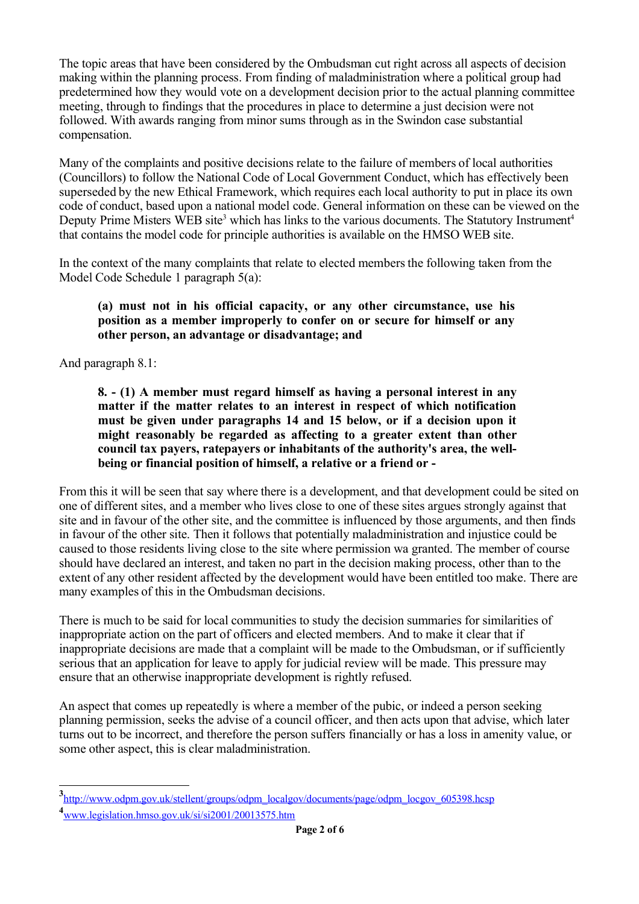The topic areas that have been considered by the Ombudsman cut right across all aspects of decision making within the planning process. From finding of maladministration where a political group had predetermined how they would vote on a development decision prior to the actual planning committee meeting, through to findings that the procedures in place to determine a just decision were not followed. With awards ranging from minor sums through as in the Swindon case substantial compensation.

Many of the complaints and positive decisions relate to the failure of members of local authorities (Councillors) to follow the National Code of Local Government Conduct, which has effectively been superseded by the new Ethical Framework, which requires each local authority to put in place its own code of conduct, based upon a national model code. General information on these can be viewed on the Deputy Prime Misters WEB site[3] which has links to the various documents. The Statutory Instrument[4] that contains the model code for principle authorities is available on the HMSO WEB site.

In the context of the many complaints that relate to elected members the following taken from the Model Code Schedule 1 paragraph 5(a):

> **(a) must not in his official capacity, or any other circumstance, use his position as a member improperly to confer on or secure for himself or any other person, an advantage or disadvantage; and**

And paragraph 8.1:

> **8. - (1) A member must regard himself as having a personal interest in any matter if the matter relates to an interest in respect of which notification must be given under paragraphs 14 and 15 below, or if a decision upon it might reasonably be regarded as affecting to a greater extent than other council tax payers, ratepayers or inhabitants of the authority's area, the well-being or financial position of himself, a relative or a friend or -**

From this it will be seen that say where there is a development, and that development could be sited on one of different sites, and a member who lives close to one of these sites argues strongly against that site and in favour of the other site, and the committee is influenced by those arguments, and then finds in favour of the other site. Then it follows that potentially maladministration and injustice could be caused to those residents living close to the site where permission wa granted. The member of course should have declared an interest, and taken no part in the decision making process, other than to the extent of any other resident affected by the development would have been entitled too make. There are many examples of this in the Ombudsman decisions.

There is much to be said for local communities to study the decision summaries for similarities of inappropriate action on the part of officers and elected members. And to make it clear that if inappropriate decisions are made that a complaint will be made to the Ombudsman, or if sufficiently serious that an application for leave to apply for judicial review will be made. This pressure may ensure that an otherwise inappropriate development is rightly refused.

An aspect that comes up repeatedly is where a member of the pubic, or indeed a person seeking planning permission, seeks the advise of a council officer, and then acts upon that advise, which later turns out to be incorrect, and therefore the person suffers financially or has a loss in amenity value, or some other aspect, this is clear maladministration.

---

[3] http://www.odpm.gov.uk/stellent/groups/odpm_localgov/documents/page/odpm_locgov_605398.hcsp

[4] www.legislation.hmso.gov.uk/si/si2001/20013575.htm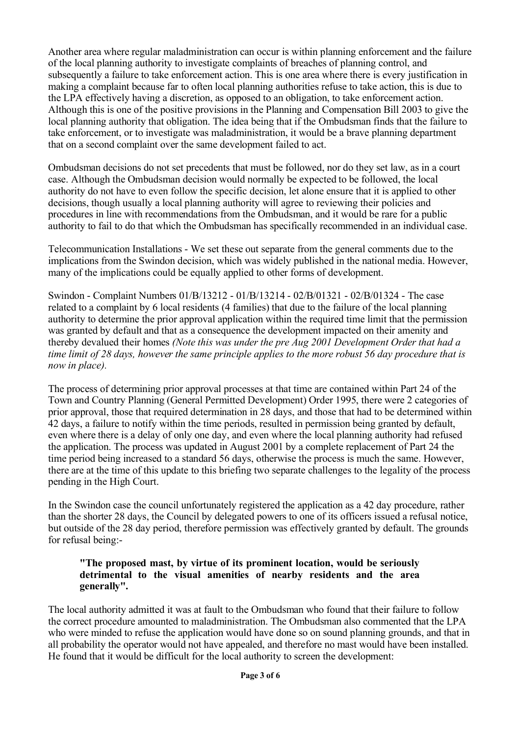Another area where regular maladministration can occur is within planning enforcement and the failure of the local planning authority to investigate complaints of breaches of planning control, and subsequently a failure to take enforcement action. This is one area where there is every justification in making a complaint because far to often local planning authorities refuse to take action, this is due to the LPA effectively having a discretion, as opposed to an obligation, to take enforcement action. Although this is one of the positive provisions in the Planning and Compensation Bill 2003 to give the local planning authority that obligation. The idea being that if the Ombudsman finds that the failure to take enforcement, or to investigate was maladministration, it would be a brave planning department that on a second complaint over the same development failed to act.

Ombudsman decisions do not set precedents that must be followed, nor do they set law, as in a court case. Although the Ombudsman decision would normally be expected to be followed, the local authority do not have to even follow the specific decision, let alone ensure that it is applied to other decisions, though usually a local planning authority will agree to reviewing their policies and procedures in line with recommendations from the Ombudsman, and it would be rare for a public authority to fail to do that which the Ombudsman has specifically recommended in an individual case.

Telecommunication Installations - We set these out separate from the general comments due to the implications from the Swindon decision, which was widely published in the national media. However, many of the implications could be equally applied to other forms of development.

Swindon - Complaint Numbers 01/B/13212 - 01/B/13214 - 02/B/01321 - 02/B/01324 - The case related to a complaint by 6 local residents (4 families) that due to the failure of the local planning authority to determine the prior approval application within the required time limit that the permission was granted by default and that as a consequence the development impacted on their amenity and thereby devalued their homes *(Note this was under the pre Aug 2001 Development Order that had a time limit of 28 days, however the same principle applies to the more robust 56 day procedure that is now in place).*

The process of determining prior approval processes at that time are contained within Part 24 of the Town and Country Planning (General Permitted Development) Order 1995, there were 2 categories of prior approval, those that required determination in 28 days, and those that had to be determined within 42 days, a failure to notify within the time periods, resulted in permission being granted by default, even where there is a delay of only one day, and even where the local planning authority had refused the application. The process was updated in August 2001 by a complete replacement of Part 24 the time period being increased to a standard 56 days, otherwise the process is much the same. However, there are at the time of this update to this briefing two separate challenges to the legality of the process pending in the High Court.

In the Swindon case the council unfortunately registered the application as a 42 day procedure, rather than the shorter 28 days, the Council by delegated powers to one of its officers issued a refusal notice, but outside of the 28 day period, therefore permission was effectively granted by default. The grounds for refusal being:-

> **"The proposed mast, by virtue of its prominent location, would be seriously detrimental to the visual amenities of nearby residents and the area generally".**

The local authority admitted it was at fault to the Ombudsman who found that their failure to follow the correct procedure amounted to maladministration. The Ombudsman also commented that the LPA who were minded to refuse the application would have done so on sound planning grounds, and that in all probability the operator would not have appealed, and therefore no mast would have been installed. He found that it would be difficult for the local authority to screen the development: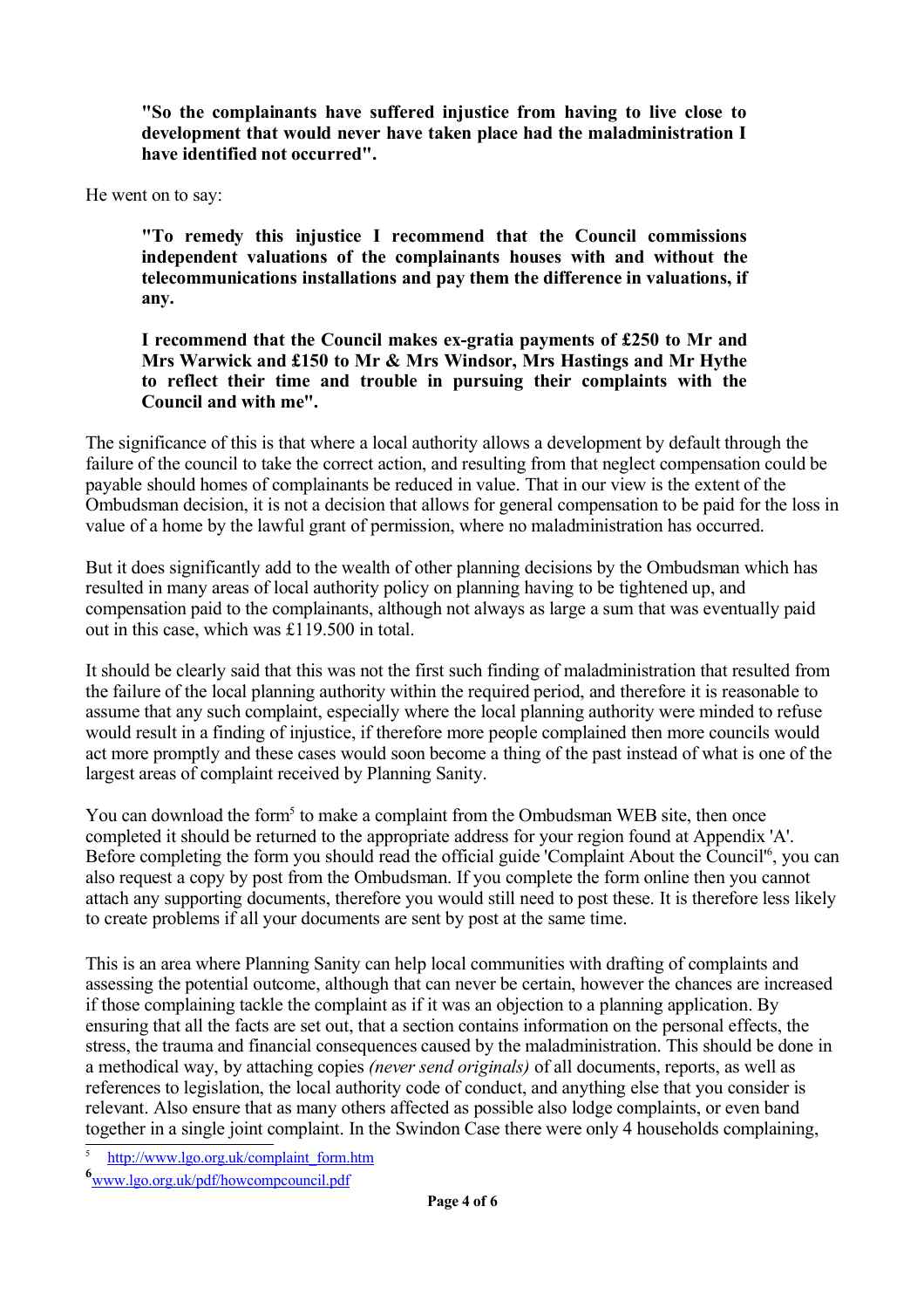**"So the complainants have suffered injustice from having to live close to development that would never have taken place had the maladministration I have identified not occurred".**

He went on to say:

**"To remedy this injustice I recommend that the Council commissions independent valuations of the complainants houses with and without the telecommunications installations and pay them the difference in valuations, if any.**

**I recommend that the Council makes ex-gratia payments of £250 to Mr and Mrs Warwick and £150 to Mr & Mrs Windsor, Mrs Hastings and Mr Hythe to reflect their time and trouble in pursuing their complaints with the Council and with me".**

The significance of this is that where a local authority allows a development by default through the failure of the council to take the correct action, and resulting from that neglect compensation could be payable should homes of complainants be reduced in value. That in our view is the extent of the Ombudsman decision, it is not a decision that allows for general compensation to be paid for the loss in value of a home by the lawful grant of permission, where no maladministration has occurred.

But it does significantly add to the wealth of other planning decisions by the Ombudsman which has resulted in many areas of local authority policy on planning having to be tightened up, and compensation paid to the complainants, although not always as large a sum that was eventually paid out in this case, which was £119.500 in total.

It should be clearly said that this was not the first such finding of maladministration that resulted from the failure of the local planning authority within the required period, and therefore it is reasonable to assume that any such complaint, especially where the local planning authority were minded to refuse would result in a finding of injustice, if therefore more people complained then more councils would act more promptly and these cases would soon become a thing of the past instead of what is one of the largest areas of complaint received by Planning Sanity.

You can download the form[5] to make a complaint from the Ombudsman WEB site, then once completed it should be returned to the appropriate address for your region found at Appendix 'A'. Before completing the form you should read the official guide 'Complaint About the Council'[6], you can also request a copy by post from the Ombudsman. If you complete the form online then you cannot attach any supporting documents, therefore you would still need to post these. It is therefore less likely to create problems if all your documents are sent by post at the same time.

This is an area where Planning Sanity can help local communities with drafting of complaints and assessing the potential outcome, although that can never be certain, however the chances are increased if those complaining tackle the complaint as if it was an objection to a planning application. By ensuring that all the facts are set out, that a section contains information on the personal effects, the stress, the trauma and financial consequences caused by the maladministration. This should be done in a methodical way, by attaching copies *(never send originals)* of all documents, reports, as well as references to legislation, the local authority code of conduct, and anything else that you consider is relevant. Also ensure that as many others affected as possible also lodge complaints, or even band together in a single joint complaint. In the Swindon Case there were only 4 households complaining,

---

[5] http://www.lgo.org.uk/complaint_form.htm

[6] www.lgo.org.uk/pdf/howcompcouncil.pdf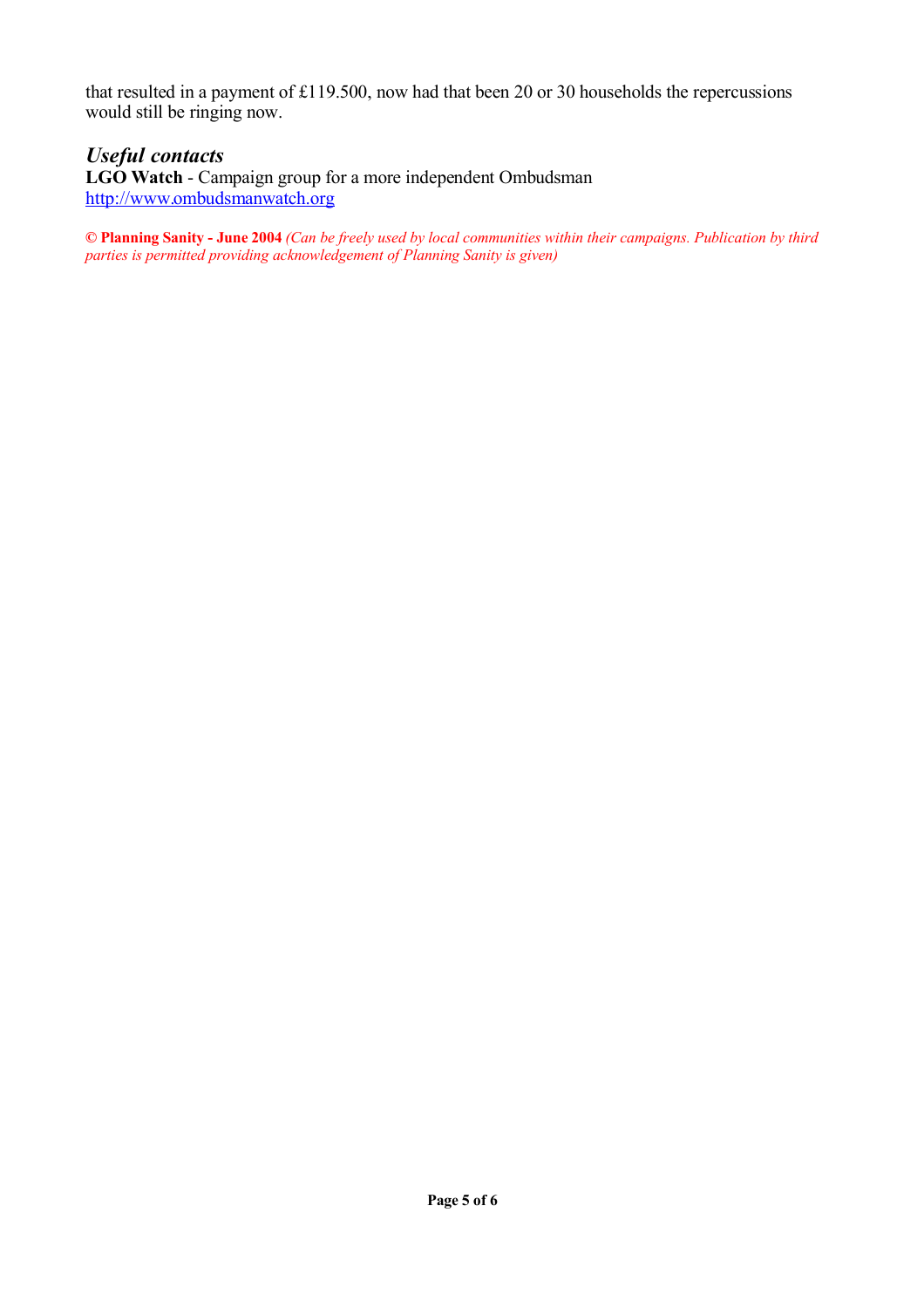that resulted in a payment of £119.500, now had that been 20 or 30 households the repercussions would still be ringing now.

## *Useful contacts*

**LGO Watch** - Campaign group for a more independent Ombudsman
http://www.ombudsmanwatch.org

**© Planning Sanity - June 2004** *(Can be freely used by local communities within their campaigns. Publication by third parties is permitted providing acknowledgement of Planning Sanity is given)*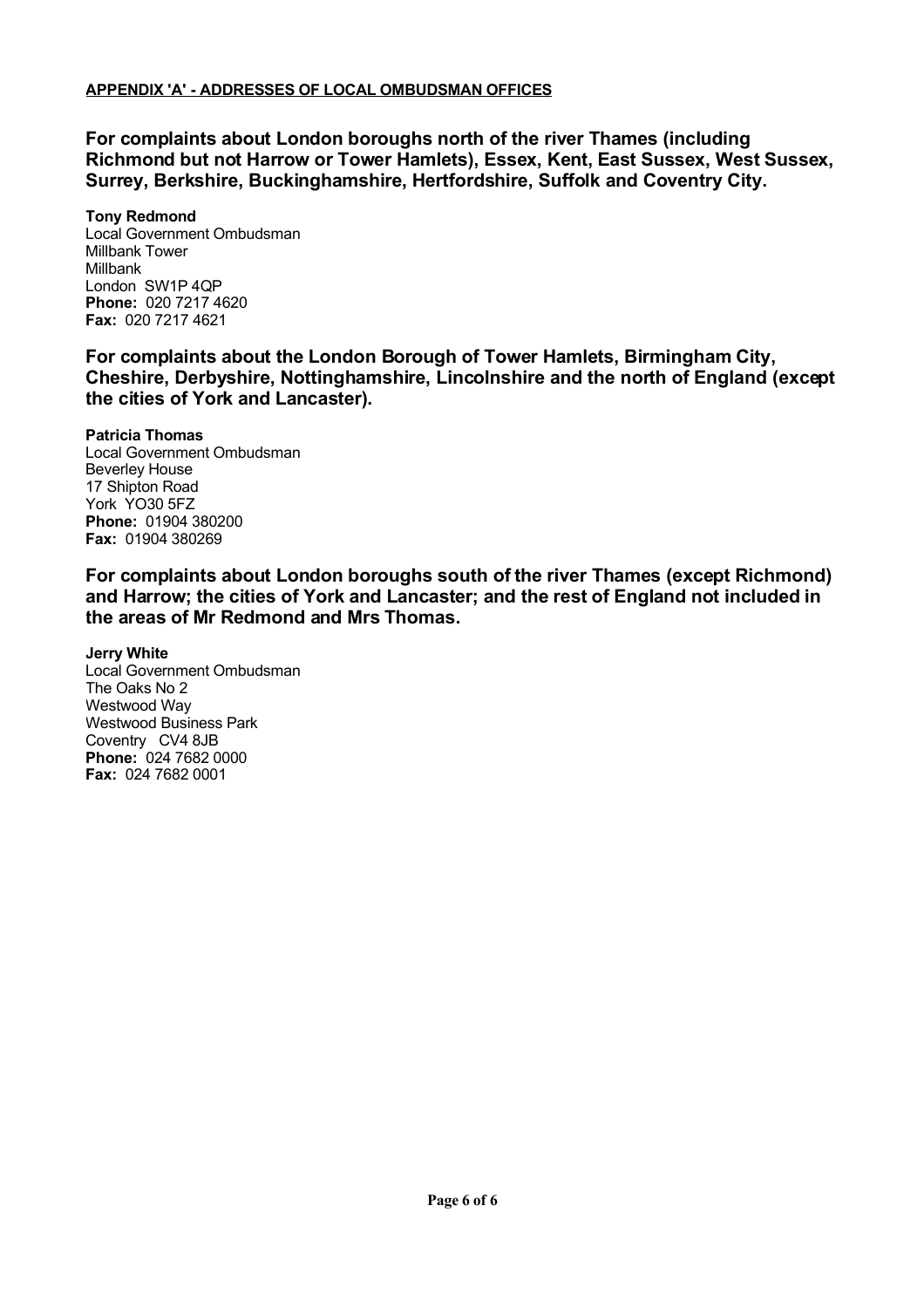## APPENDIX 'A' - ADDRESSES OF LOCAL OMBUDSMAN OFFICES

### For complaints about London boroughs north of the river Thames (including Richmond but not Harrow or Tower Hamlets), Essex, Kent, East Sussex, West Sussex, Surrey, Berkshire, Buckinghamshire, Hertfordshire, Suffolk and Coventry City.

**Tony Redmond**
Local Government Ombudsman
Millbank Tower
Millbank
London SW1P 4QP
**Phone:** 020 7217 4620
**Fax:** 020 7217 4621

### For complaints about the London Borough of Tower Hamlets, Birmingham City, Cheshire, Derbyshire, Nottinghamshire, Lincolnshire and the north of England (except the cities of York and Lancaster).

**Patricia Thomas**
Local Government Ombudsman
Beverley House
17 Shipton Road
York YO30 5FZ
**Phone:** 01904 380200
**Fax:** 01904 380269

### For complaints about London boroughs south of the river Thames (except Richmond) and Harrow; the cities of York and Lancaster; and the rest of England not included in the areas of Mr Redmond and Mrs Thomas.

**Jerry White**
Local Government Ombudsman
The Oaks No 2
Westwood Way
Westwood Business Park
Coventry CV4 8JB
**Phone:** 024 7682 0000
**Fax:** 024 7682 0001